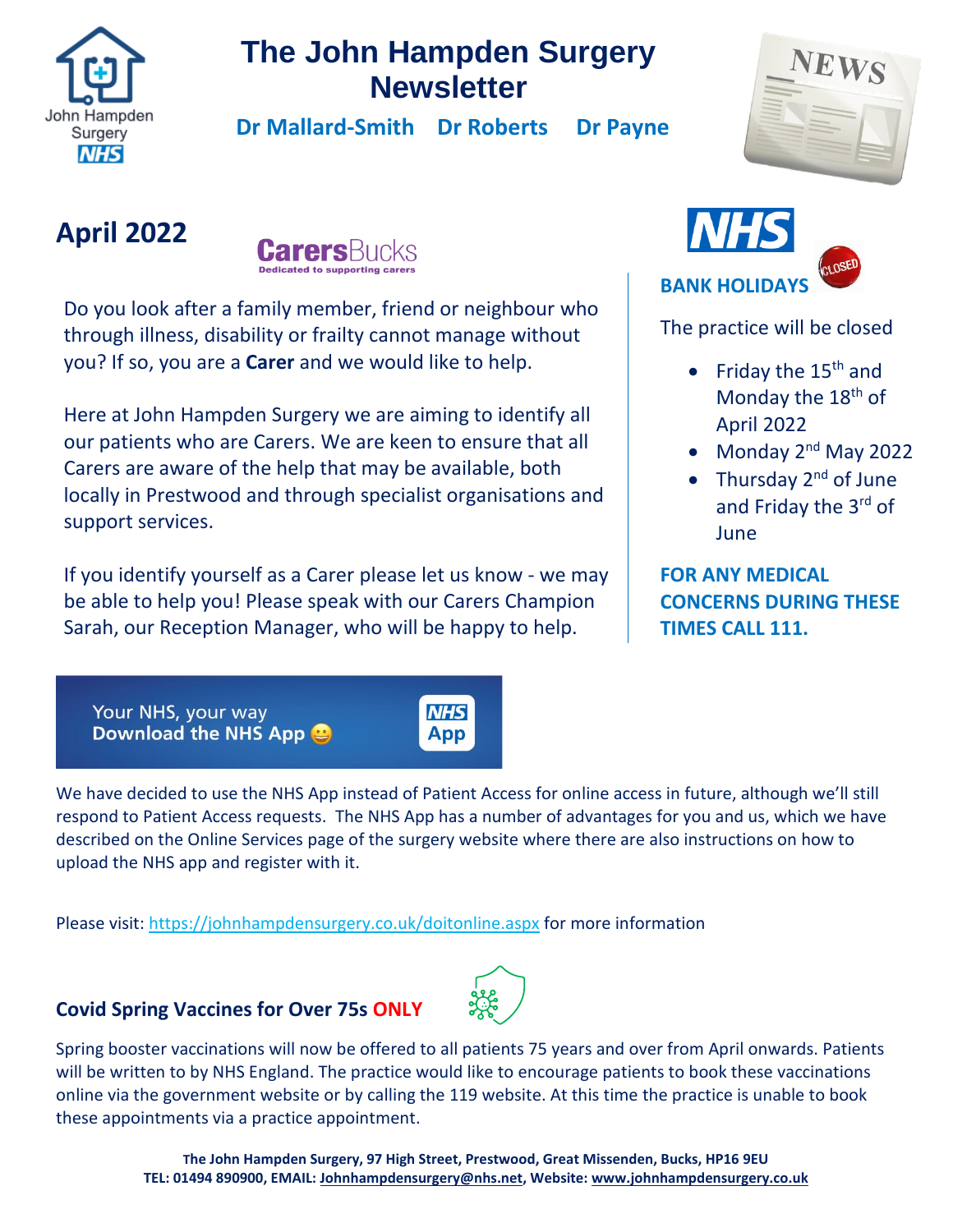# The John Hampden Surgery Newsletter

**Dr Mallard-Smith Dr Roberts Dr Payne**

## April 2022

**CarersBucks**
Dedicated to supporting carers

Do you look after a family member, friend or neighbour who through illness, disability or frailty cannot manage without you? If so, you are a **Carer** and we would like to help.

Here at John Hampden Surgery we are aiming to identify all our patients who are Carers. We are keen to ensure that all Carers are aware of the help that may be available, both locally in Prestwood and through specialist organisations and support services.

If you identify yourself as a Carer please let us know - we may be able to help you! Please speak with our Carers Champion Sarah, our Reception Manager, who will be happy to help.

### BANK HOLIDAYS

The practice will be closed

- Friday the 15th and Monday the 18th of April 2022
- Monday 2nd May 2022
- Thursday 2nd of June and Friday the 3rd of June

**FOR ANY MEDICAL CONCERNS DURING THESE TIMES CALL 111.**

Your NHS, your way
**Download the NHS App**

We have decided to use the NHS App instead of Patient Access for online access in future, although we'll still respond to Patient Access requests. The NHS App has a number of advantages for you and us, which we have described on the Online Services page of the surgery website where there are also instructions on how to upload the NHS app and register with it.

Please visit: https://johnhampdensurgery.co.uk/doitonline.aspx for more information

### Covid Spring Vaccines for Over 75s ONLY

Spring booster vaccinations will now be offered to all patients 75 years and over from April onwards. Patients will be written to by NHS England. The practice would like to encourage patients to book these vaccinations online via the government website or by calling the 119 website. At this time the practice is unable to book these appointments via a practice appointment.

**The John Hampden Surgery, 97 High Street, Prestwood, Great Missenden, Bucks, HP16 9EU**
**TEL: 01494 890900, EMAIL: Johnhampdensurgery@nhs.net, Website: www.johnhampdensurgery.co.uk**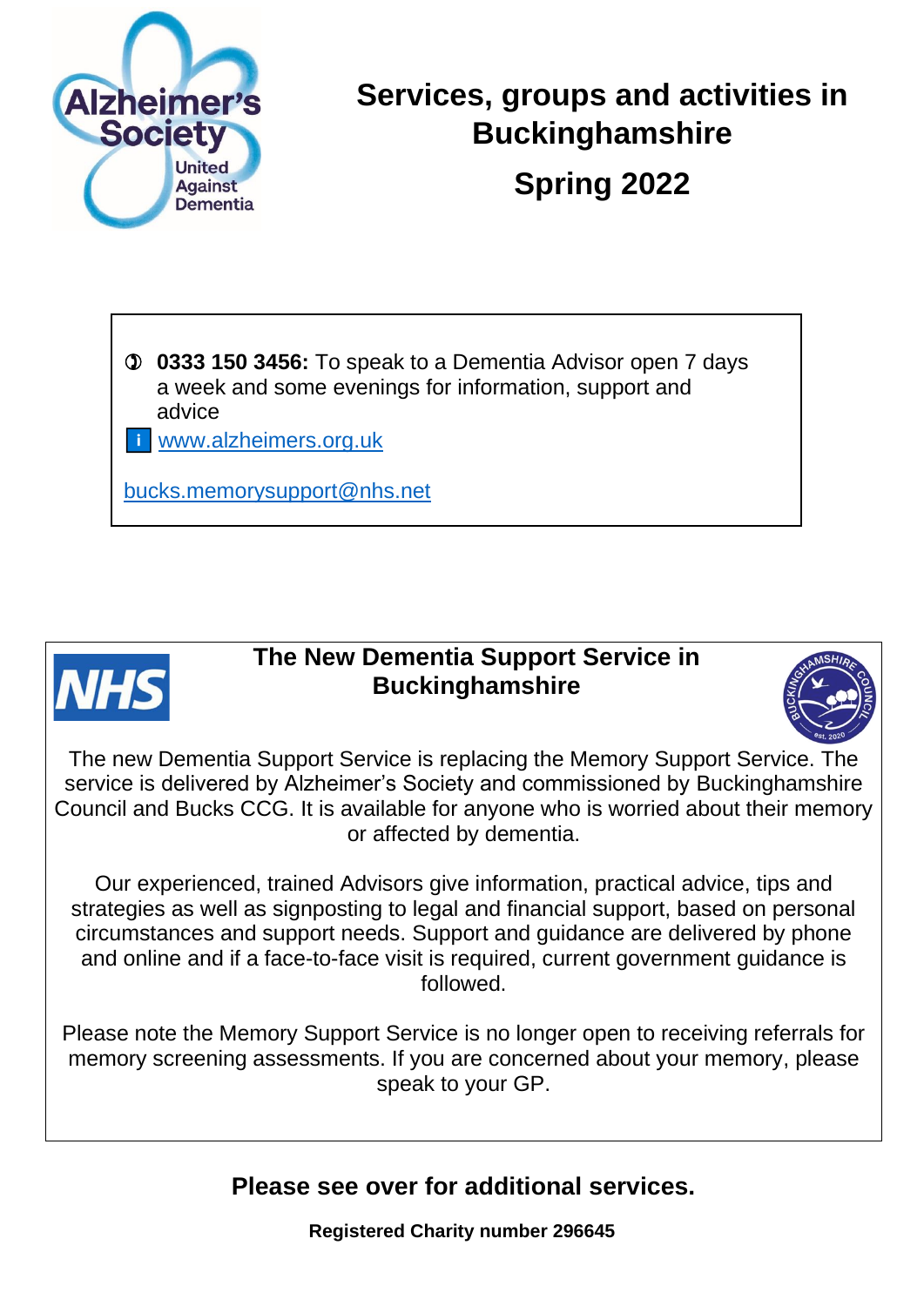# Services, groups and activities in Buckinghamshire

## Spring 2022

- **0333 150 3456:** To speak to a Dementia Advisor open 7 days a week and some evenings for information, support and advice
- www.alzheimers.org.uk

bucks.memorysupport@nhs.net

## The New Dementia Support Service in Buckinghamshire

The new Dementia Support Service is replacing the Memory Support Service. The service is delivered by Alzheimer's Society and commissioned by Buckinghamshire Council and Bucks CCG. It is available for anyone who is worried about their memory or affected by dementia.

Our experienced, trained Advisors give information, practical advice, tips and strategies as well as signposting to legal and financial support, based on personal circumstances and support needs. Support and guidance are delivered by phone and online and if a face-to-face visit is required, current government guidance is followed.

Please note the Memory Support Service is no longer open to receiving referrals for memory screening assessments. If you are concerned about your memory, please speak to your GP.

**Please see over for additional services.**

**Registered Charity number 296645**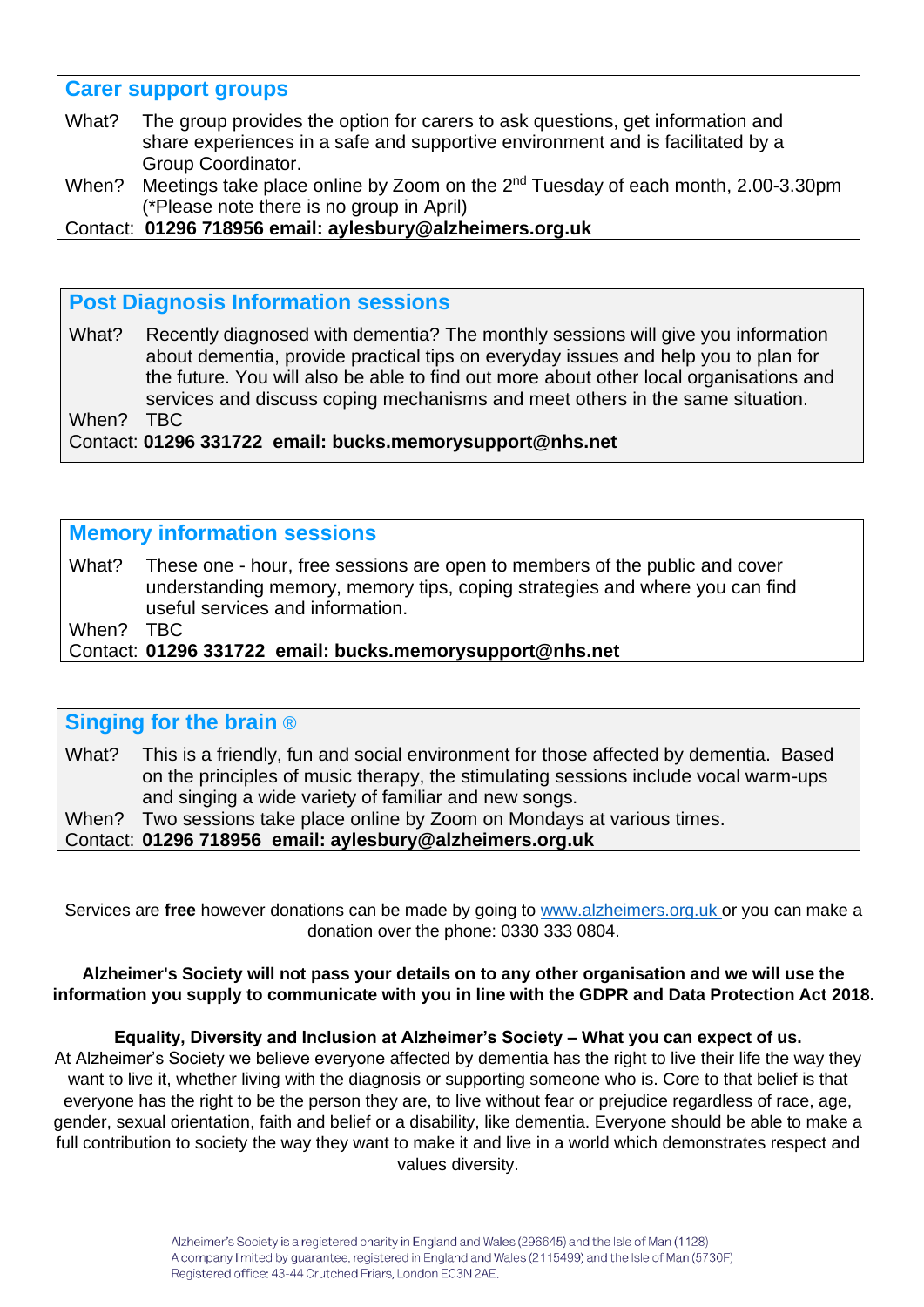## Carer support groups

What? The group provides the option for carers to ask questions, get information and share experiences in a safe and supportive environment and is facilitated by a Group Coordinator.

When? Meetings take place online by Zoom on the 2nd Tuesday of each month, 2.00-3.30pm (*Please note there is no group in April)

Contact: **01296 718956 email: aylesbury@alzheimers.org.uk**

## Post Diagnosis Information sessions

What? Recently diagnosed with dementia? The monthly sessions will give you information about dementia, provide practical tips on everyday issues and help you to plan for the future. You will also be able to find out more about other local organisations and services and discuss coping mechanisms and meet others in the same situation.

When? TBC

Contact: **01296 331722 email: bucks.memorysupport@nhs.net**

## Memory information sessions

What? These one - hour, free sessions are open to members of the public and cover understanding memory, memory tips, coping strategies and where you can find useful services and information.

When? TBC

Contact: **01296 331722 email: bucks.memorysupport@nhs.net**

## Singing for the brain ®

What? This is a friendly, fun and social environment for those affected by dementia. Based on the principles of music therapy, the stimulating sessions include vocal warm-ups and singing a wide variety of familiar and new songs.

When? Two sessions take place online by Zoom on Mondays at various times.

Contact: **01296 718956 email: aylesbury@alzheimers.org.uk**

Services are **free** however donations can be made by going to www.alzheimers.org.uk or you can make a donation over the phone: 0330 333 0804.

**Alzheimer's Society will not pass your details on to any other organisation and we will use the information you supply to communicate with you in line with the GDPR and Data Protection Act 2018.**

**Equality, Diversity and Inclusion at Alzheimer's Society – What you can expect of us.**

At Alzheimer's Society we believe everyone affected by dementia has the right to live their life the way they want to live it, whether living with the diagnosis or supporting someone who is. Core to that belief is that everyone has the right to be the person they are, to live without fear or prejudice regardless of race, age, gender, sexual orientation, faith and belief or a disability, like dementia. Everyone should be able to make a full contribution to society the way they want to make it and live in a world which demonstrates respect and values diversity.

Alzheimer's Society is a registered charity in England and Wales (296645) and the Isle of Man (1128)
A company limited by guarantee, registered in England and Wales (2115499) and the Isle of Man (5730F)
Registered office: 43-44 Crutched Friars, London EC3N 2AE.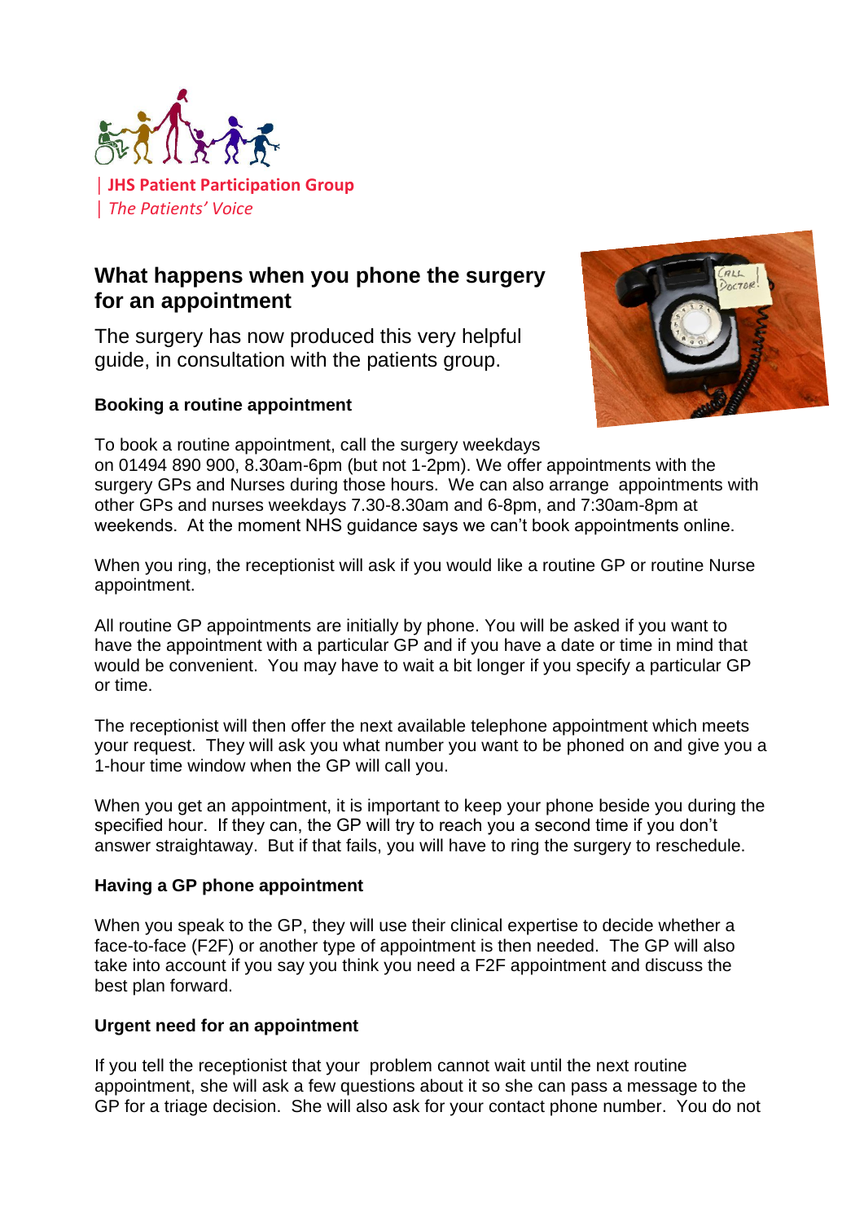| **JHS Patient Participation Group**
| *The Patients' Voice*

## What happens when you phone the surgery for an appointment

The surgery has now produced this very helpful guide, in consultation with the patients group.

### Booking a routine appointment

To book a routine appointment, call the surgery weekdays on 01494 890 900, 8.30am-6pm (but not 1-2pm). We offer appointments with the surgery GPs and Nurses during those hours. We can also arrange appointments with other GPs and nurses weekdays 7.30-8.30am and 6-8pm, and 7:30am-8pm at weekends. At the moment NHS guidance says we can't book appointments online.

When you ring, the receptionist will ask if you would like a routine GP or routine Nurse appointment.

All routine GP appointments are initially by phone. You will be asked if you want to have the appointment with a particular GP and if you have a date or time in mind that would be convenient. You may have to wait a bit longer if you specify a particular GP or time.

The receptionist will then offer the next available telephone appointment which meets your request. They will ask you what number you want to be phoned on and give you a 1-hour time window when the GP will call you.

When you get an appointment, it is important to keep your phone beside you during the specified hour. If they can, the GP will try to reach you a second time if you don't answer straightaway. But if that fails, you will have to ring the surgery to reschedule.

### Having a GP phone appointment

When you speak to the GP, they will use their clinical expertise to decide whether a face-to-face (F2F) or another type of appointment is then needed. The GP will also take into account if you say you think you need a F2F appointment and discuss the best plan forward.

### Urgent need for an appointment

If you tell the receptionist that your problem cannot wait until the next routine appointment, she will ask a few questions about it so she can pass a message to the GP for a triage decision. She will also ask for your contact phone number. You do not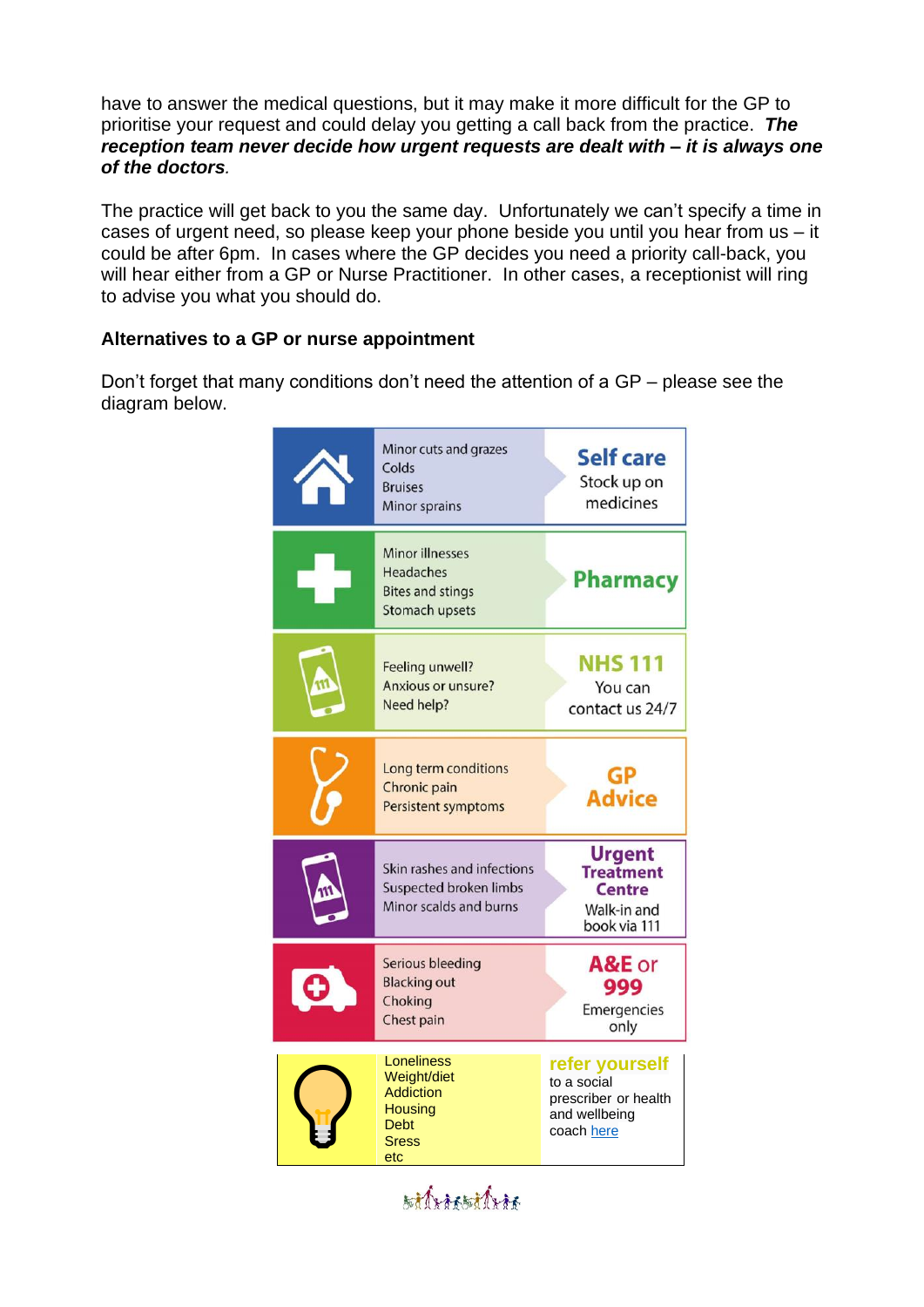have to answer the medical questions, but it may make it more difficult for the GP to prioritise your request and could delay you getting a call back from the practice. ***The reception team never decide how urgent requests are dealt with – it is always one of the doctors***.

The practice will get back to you the same day. Unfortunately we can't specify a time in cases of urgent need, so please keep your phone beside you until you hear from us – it could be after 6pm. In cases where the GP decides you need a priority call-back, you will hear either from a GP or Nurse Practitioner. In other cases, a receptionist will ring to advise you what you should do.

**Alternatives to a GP or nurse appointment**

Don't forget that many conditions don't need the attention of a GP – please see the diagram below.

| Conditions | Where to go |
| --- | --- |
| Minor cuts and grazes<br>Colds<br>Bruises<br>Minor sprains | **Self care**<br>Stock up on medicines |
| Minor illnesses<br>Headaches<br>Bites and stings<br>Stomach upsets | **Pharmacy** |
| Feeling unwell?<br>Anxious or unsure?<br>Need help? | **NHS 111**<br>You can contact us 24/7 |
| Long term conditions<br>Chronic pain<br>Persistent symptoms | **GP Advice** |
| Skin rashes and infections<br>Suspected broken limbs<br>Minor scalds and burns | **Urgent Treatment Centre**<br>Walk-in and book via 111 |
| Serious bleeding<br>Blacking out<br>Choking<br>Chest pain | **A&E or 999**<br>Emergencies only |
| Loneliness<br>Weight/diet<br>Addiction<br>Housing<br>Debt<br>Sress<br>etc | **refer yourself**<br>to a social prescriber or health and wellbeing coach [here](here) |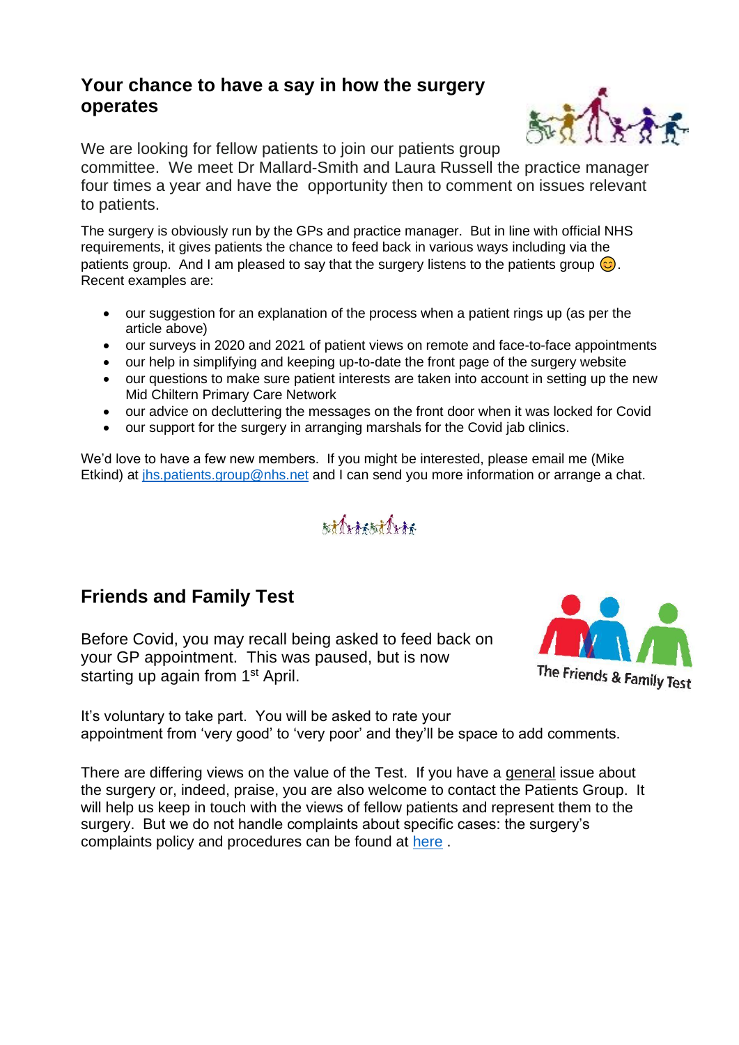## Your chance to have a say in how the surgery operates

We are looking for fellow patients to join our patients group committee. We meet Dr Mallard-Smith and Laura Russell the practice manager four times a year and have the opportunity then to comment on issues relevant to patients.

The surgery is obviously run by the GPs and practice manager. But in line with official NHS requirements, it gives patients the chance to feed back in various ways including via the patients group. And I am pleased to say that the surgery listens to the patients group 😊. Recent examples are:

- our suggestion for an explanation of the process when a patient rings up (as per the article above)
- our surveys in 2020 and 2021 of patient views on remote and face-to-face appointments
- our help in simplifying and keeping up-to-date the front page of the surgery website
- our questions to make sure patient interests are taken into account in setting up the new Mid Chiltern Primary Care Network
- our advice on decluttering the messages on the front door when it was locked for Covid
- our support for the surgery in arranging marshals for the Covid jab clinics.

We'd love to have a few new members. If you might be interested, please email me (Mike Etkind) at [jhs.patients.group@nhs.net](mailto:jhs.patients.group@nhs.net) and I can send you more information or arrange a chat.

## Friends and Family Test

Before Covid, you may recall being asked to feed back on your GP appointment. This was paused, but is now starting up again from 1st April.

It's voluntary to take part. You will be asked to rate your appointment from 'very good' to 'very poor' and they'll be space to add comments.

There are differing views on the value of the Test. If you have a general issue about the surgery or, indeed, praise, you are also welcome to contact the Patients Group. It will help us keep in touch with the views of fellow patients and represent them to the surgery. But we do not handle complaints about specific cases: the surgery's complaints policy and procedures can be found at here .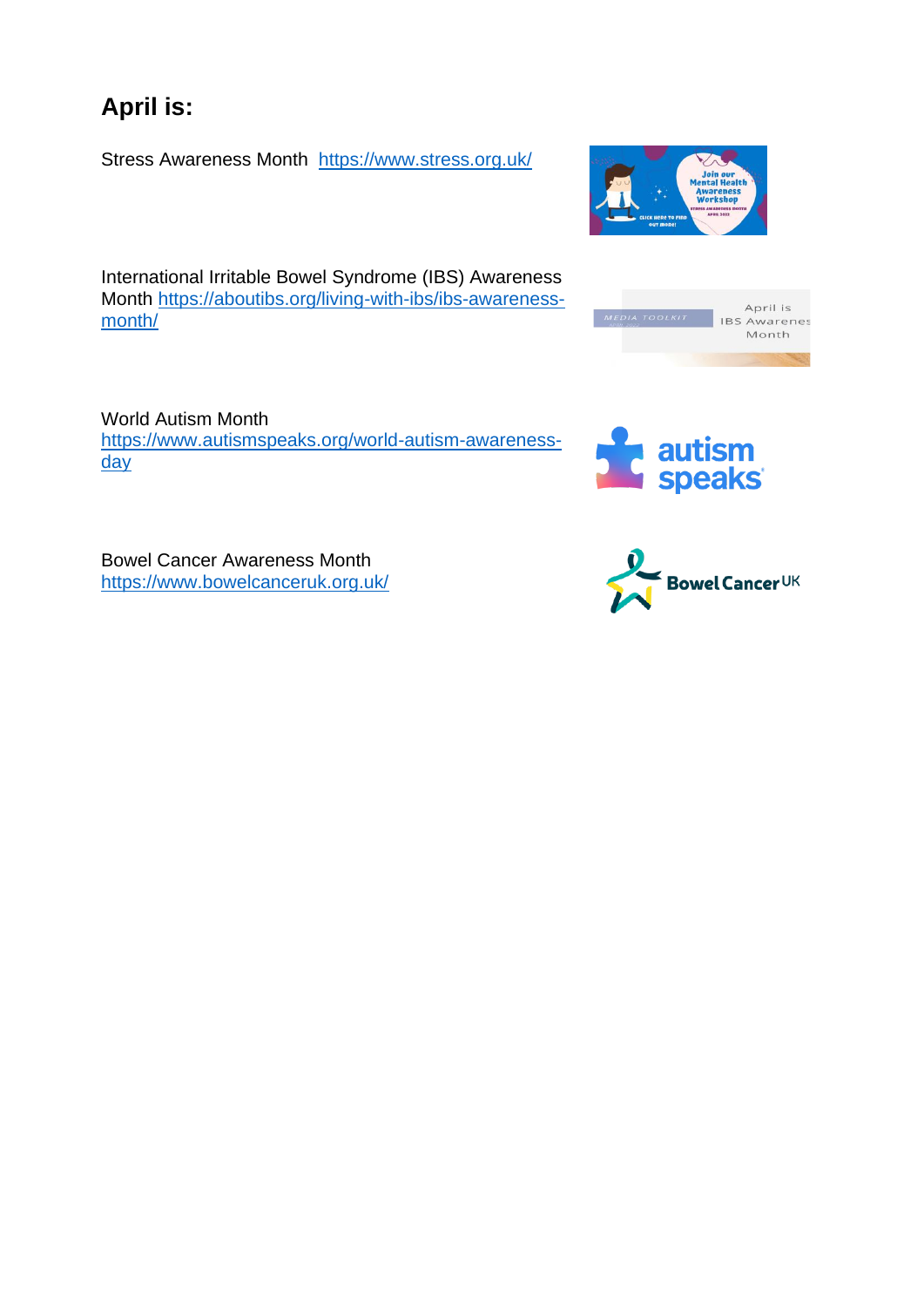## April is:

Stress Awareness Month https://www.stress.org.uk/

International Irritable Bowel Syndrome (IBS) Awareness Month https://aboutibs.org/living-with-ibs/ibs-awareness-month/

World Autism Month https://www.autismspeaks.org/world-autism-awareness-day

Bowel Cancer Awareness Month https://www.bowelcanceruk.org.uk/